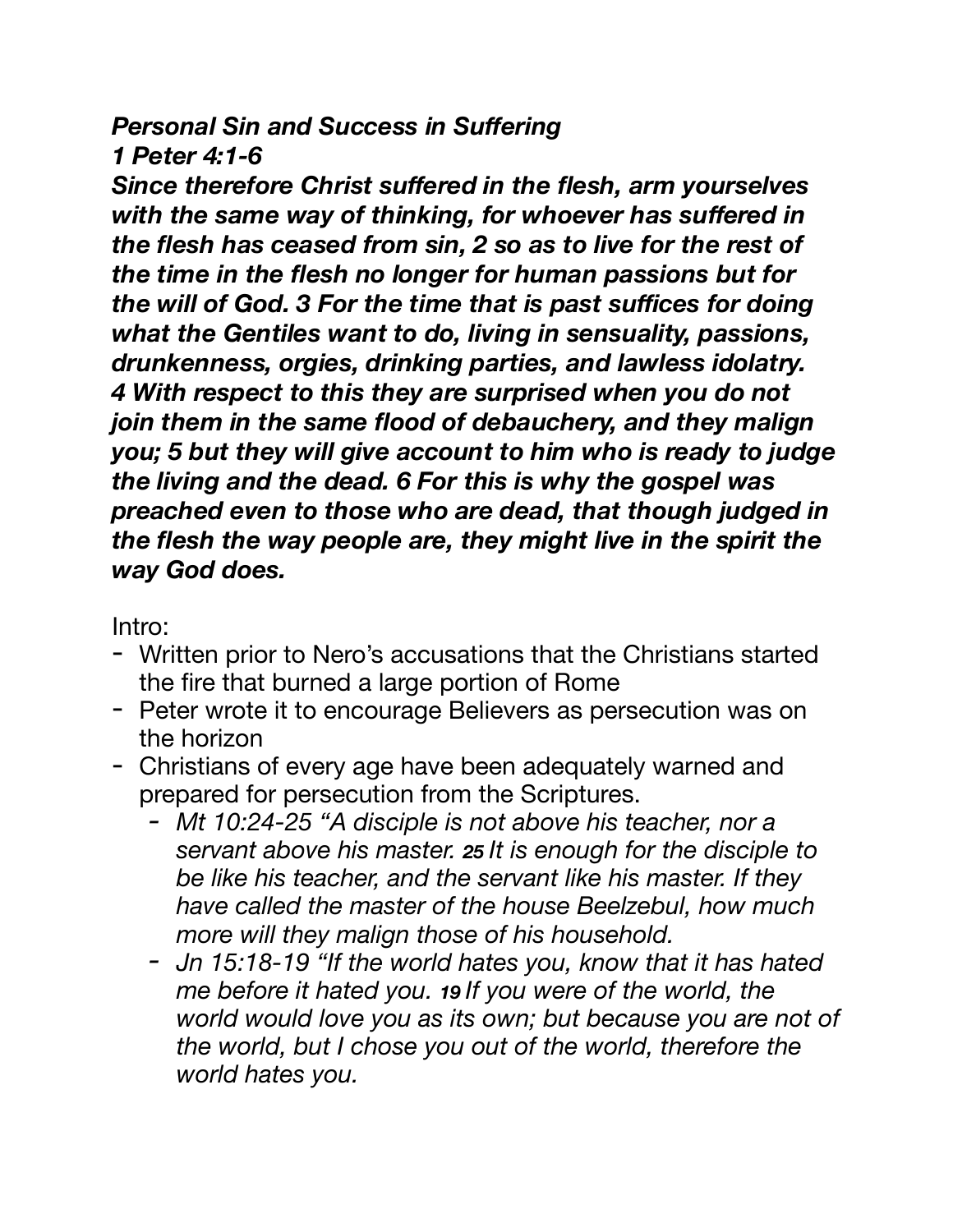***Personal Sin and Success in Suffering***
***1 Peter 4:1-6***
***Since therefore Christ suffered in the flesh, arm yourselves with the same way of thinking, for whoever has suffered in the flesh has ceased from sin, 2 so as to live for the rest of the time in the flesh no longer for human passions but for the will of God. 3 For the time that is past suffices for doing what the Gentiles want to do, living in sensuality, passions, drunkenness, orgies, drinking parties, and lawless idolatry. 4 With respect to this they are surprised when you do not join them in the same flood of debauchery, and they malign you; 5 but they will give account to him who is ready to judge the living and the dead. 6 For this is why the gospel was preached even to those who are dead, that though judged in the flesh the way people are, they might live in the spirit the way God does.***

Intro:

- Written prior to Nero's accusations that the Christians started the fire that burned a large portion of Rome
- Peter wrote it to encourage Believers as persecution was on the horizon
- Christians of every age have been adequately warned and prepared for persecution from the Scriptures.
  - *Mt 10:24-25 "A disciple is not above his teacher, nor a servant above his master.* ***25*** *It is enough for the disciple to be like his teacher, and the servant like his master. If they have called the master of the house Beelzebul, how much more will they malign those of his household.*
  - *Jn 15:18-19 "If the world hates you, know that it has hated me before it hated you.* ***19*** *If you were of the world, the world would love you as its own; but because you are not of the world, but I chose you out of the world, therefore the world hates you.*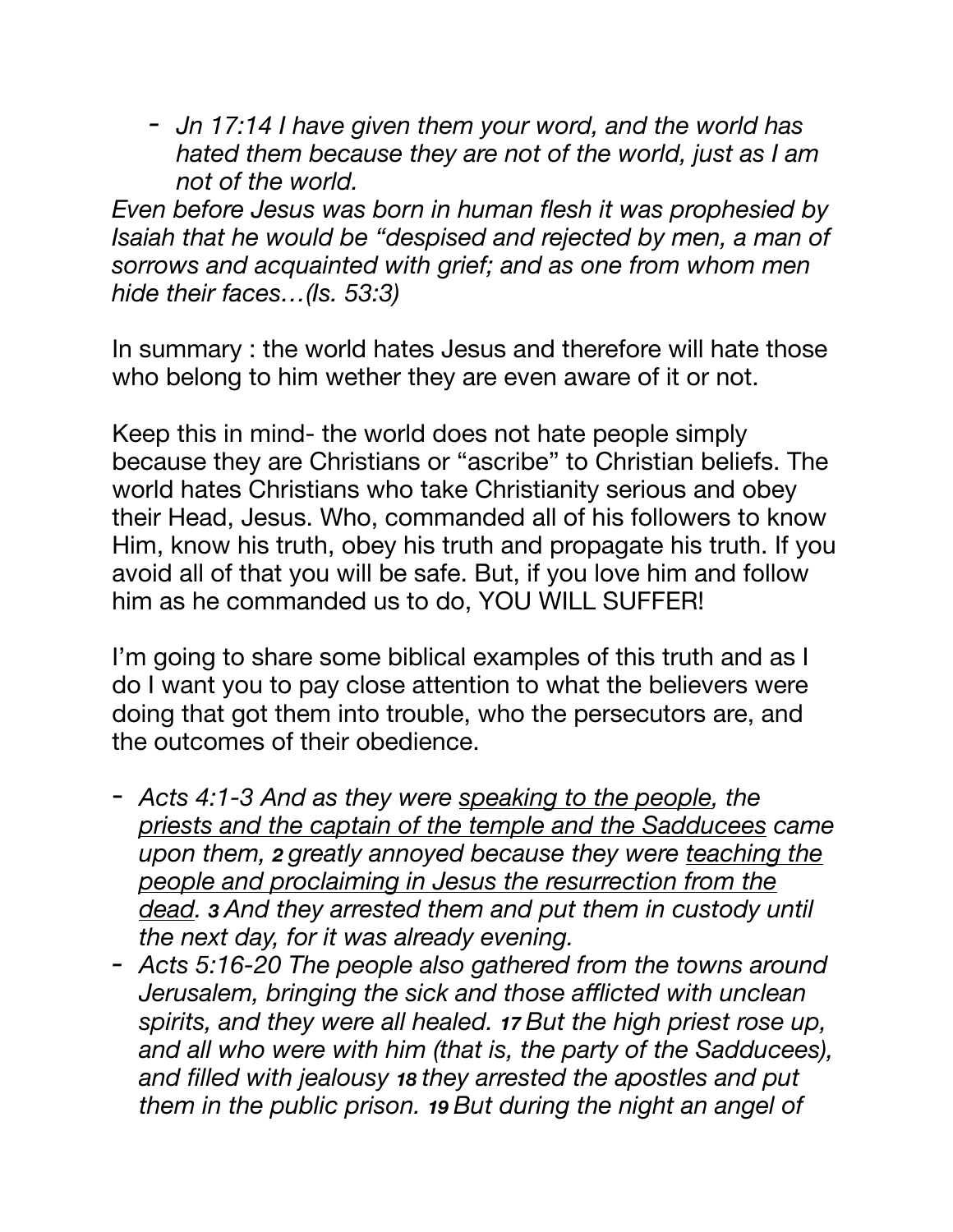- *Jn 17:14 I have given them your word, and the world has hated them because they are not of the world, just as I am not of the world.*

*Even before Jesus was born in human flesh it was prophesied by Isaiah that he would be "despised and rejected by men, a man of sorrows and acquainted with grief; and as one from whom men hide their faces…(Is. 53:3)*

In summary : the world hates Jesus and therefore will hate those who belong to him wether they are even aware of it or not.

Keep this in mind- the world does not hate people simply because they are Christians or "ascribe" to Christian beliefs. The world hates Christians who take Christianity serious and obey their Head, Jesus. Who, commanded all of his followers to know Him, know his truth, obey his truth and propagate his truth. If you avoid all of that you will be safe. But, if you love him and follow him as he commanded us to do, YOU WILL SUFFER!

I'm going to share some biblical examples of this truth and as I do I want you to pay close attention to what the believers were doing that got them into trouble, who the persecutors are, and the outcomes of their obedience.

- *Acts 4:1-3 And as they were <u>speaking to the people</u>, the <u>priests and the captain of the temple and the Sadducees</u> came upon them, **2** greatly annoyed because they were <u>teaching the people and proclaiming in Jesus the resurrection from the dead</u>. **3** And they arrested them and put them in custody until the next day, for it was already evening.*
- *Acts 5:16-20 The people also gathered from the towns around Jerusalem, bringing the sick and those afflicted with unclean spirits, and they were all healed. **17** But the high priest rose up, and all who were with him (that is, the party of the Sadducees), and filled with jealousy **18** they arrested the apostles and put them in the public prison. **19** But during the night an angel of*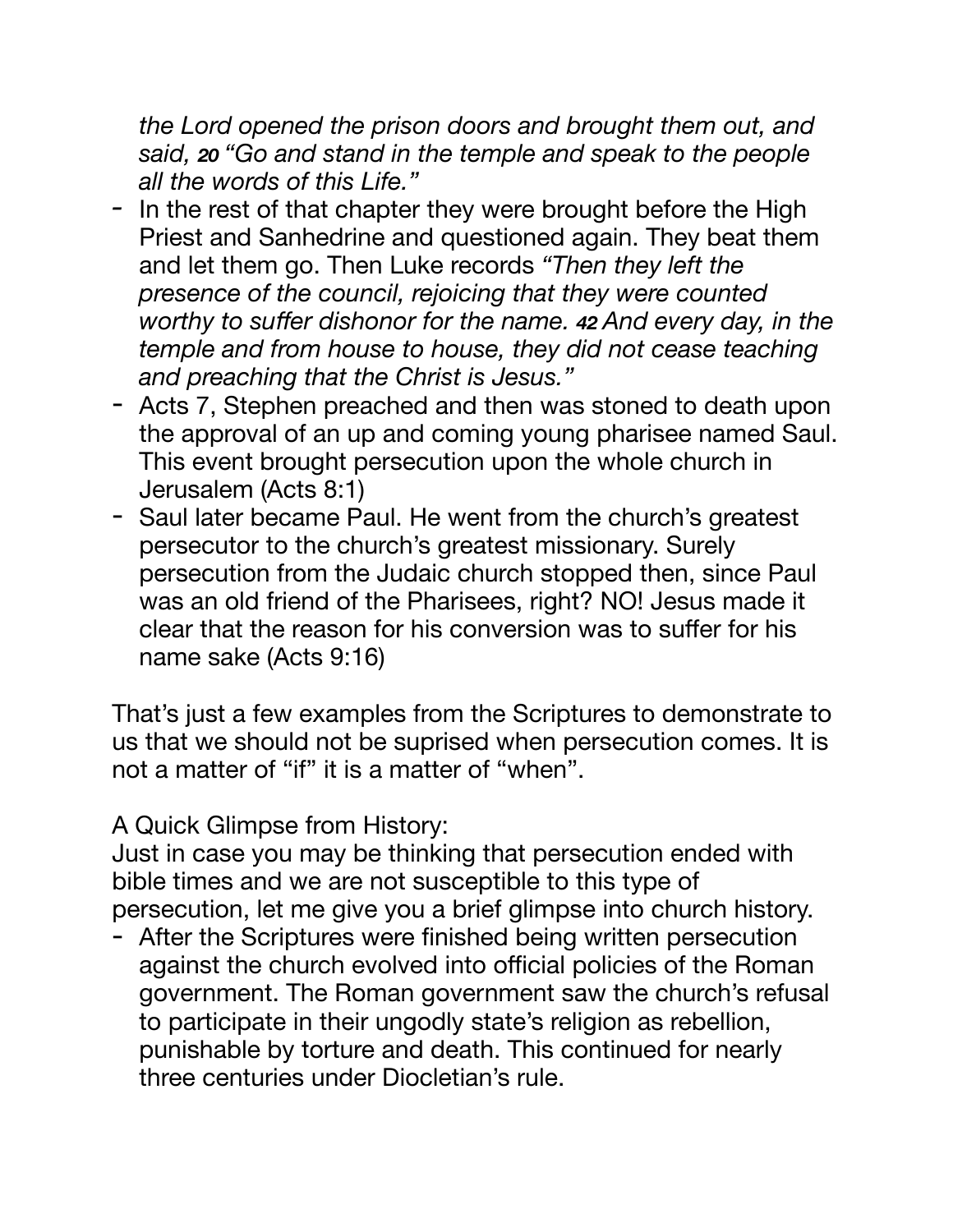*the Lord opened the prison doors and brought them out, and said, **20** "Go and stand in the temple and speak to the people all the words of this Life."*

- In the rest of that chapter they were brought before the High Priest and Sanhedrine and questioned again. They beat them and let them go. Then Luke records *"Then they left the presence of the council, rejoicing that they were counted worthy to suffer dishonor for the name. **42** And every day, in the temple and from house to house, they did not cease teaching and preaching that the Christ is Jesus."*
- Acts 7, Stephen preached and then was stoned to death upon the approval of an up and coming young pharisee named Saul. This event brought persecution upon the whole church in Jerusalem (Acts 8:1)
- Saul later became Paul. He went from the church's greatest persecutor to the church's greatest missionary. Surely persecution from the Judaic church stopped then, since Paul was an old friend of the Pharisees, right? NO! Jesus made it clear that the reason for his conversion was to suffer for his name sake (Acts 9:16)

That's just a few examples from the Scriptures to demonstrate to us that we should not be suprised when persecution comes. It is not a matter of "if" it is a matter of "when".

A Quick Glimpse from History:
Just in case you may be thinking that persecution ended with bible times and we are not susceptible to this type of persecution, let me give you a brief glimpse into church history.

- After the Scriptures were finished being written persecution against the church evolved into official policies of the Roman government. The Roman government saw the church's refusal to participate in their ungodly state's religion as rebellion, punishable by torture and death. This continued for nearly three centuries under Diocletian's rule.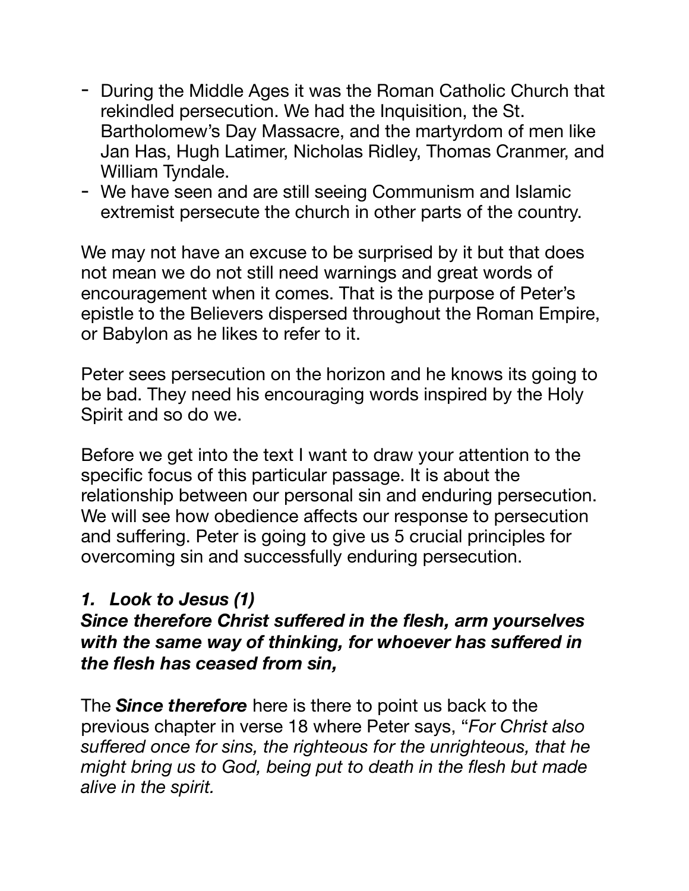- During the Middle Ages it was the Roman Catholic Church that rekindled persecution. We had the Inquisition, the St. Bartholomew's Day Massacre, and the martyrdom of men like Jan Has, Hugh Latimer, Nicholas Ridley, Thomas Cranmer, and William Tyndale.
- We have seen and are still seeing Communism and Islamic extremist persecute the church in other parts of the country.

We may not have an excuse to be surprised by it but that does not mean we do not still need warnings and great words of encouragement when it comes. That is the purpose of Peter's epistle to the Believers dispersed throughout the Roman Empire, or Babylon as he likes to refer to it.

Peter sees persecution on the horizon and he knows its going to be bad. They need his encouraging words inspired by the Holy Spirit and so do we.

Before we get into the text I want to draw your attention to the specific focus of this particular passage. It is about the relationship between our personal sin and enduring persecution. We will see how obedience affects our response to persecution and suffering. Peter is going to give us 5 crucial principles for overcoming sin and successfully enduring persecution.

### ***1. Look to Jesus (1)***

***Since therefore Christ suffered in the flesh, arm yourselves with the same way of thinking, for whoever has suffered in the flesh has ceased from sin,***

The ***Since therefore*** here is there to point us back to the previous chapter in verse 18 where Peter says, "*For Christ also suffered once for sins, the righteous for the unrighteous, that he might bring us to God, being put to death in the flesh but made alive in the spirit.*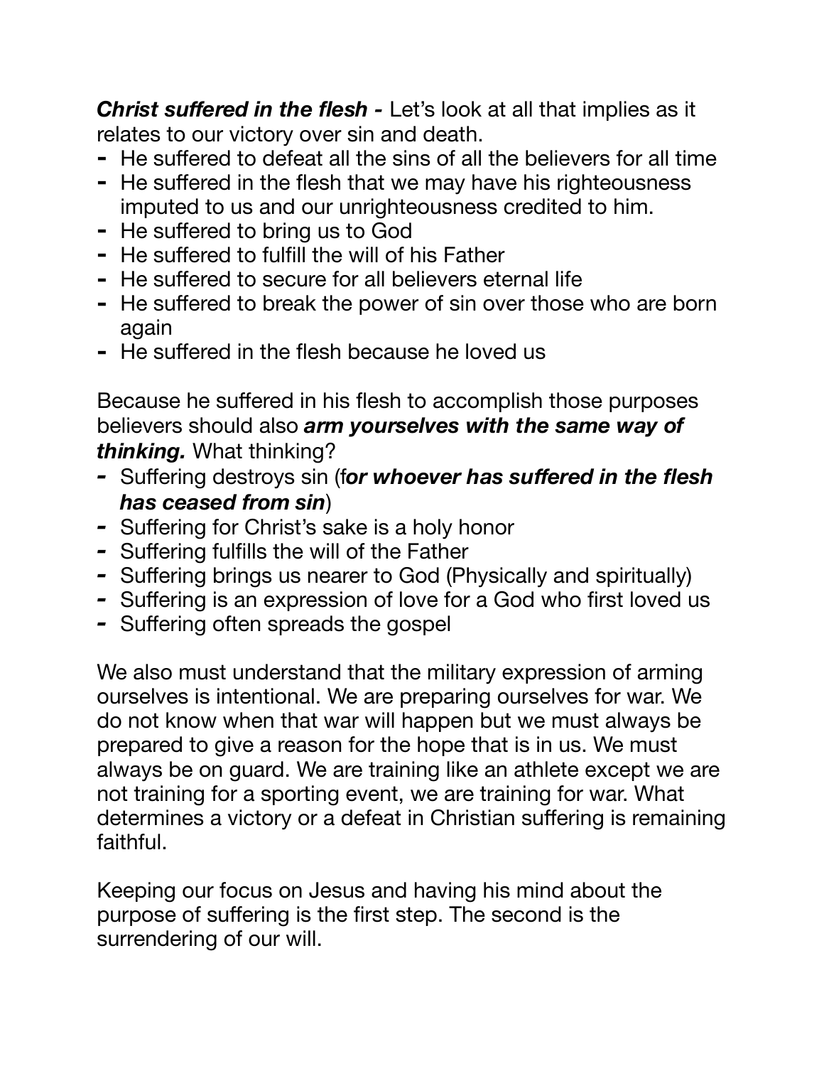***Christ suffered in the flesh -*** Let's look at all that implies as it relates to our victory over sin and death.

- He suffered to defeat all the sins of all the believers for all time
- He suffered in the flesh that we may have his righteousness imputed to us and our unrighteousness credited to him.
- He suffered to bring us to God
- He suffered to fulfill the will of his Father
- He suffered to secure for all believers eternal life
- He suffered to break the power of sin over those who are born again
- He suffered in the flesh because he loved us

Because he suffered in his flesh to accomplish those purposes believers should also ***arm yourselves with the same way of thinking.*** What thinking?

- Suffering destroys sin (f***or whoever has suffered in the flesh has ceased from sin***)
- Suffering for Christ's sake is a holy honor
- Suffering fulfills the will of the Father
- Suffering brings us nearer to God (Physically and spiritually)
- Suffering is an expression of love for a God who first loved us
- Suffering often spreads the gospel

We also must understand that the military expression of arming ourselves is intentional. We are preparing ourselves for war. We do not know when that war will happen but we must always be prepared to give a reason for the hope that is in us. We must always be on guard. We are training like an athlete except we are not training for a sporting event, we are training for war. What determines a victory or a defeat in Christian suffering is remaining faithful.

Keeping our focus on Jesus and having his mind about the purpose of suffering is the first step. The second is the surrendering of our will.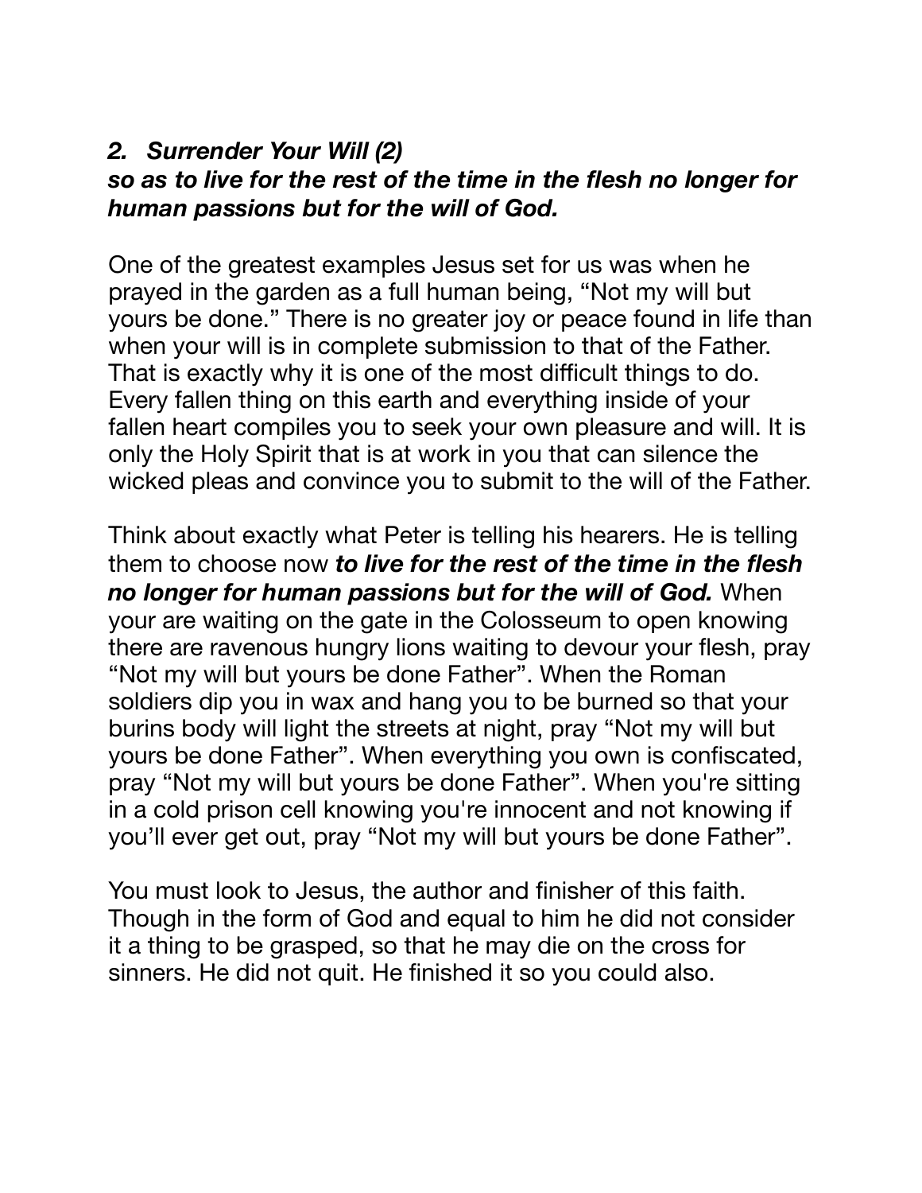## *2. Surrender Your Will (2)*

***so as to live for the rest of the time in the flesh no longer for human passions but for the will of God.***

One of the greatest examples Jesus set for us was when he prayed in the garden as a full human being, “Not my will but yours be done.” There is no greater joy or peace found in life than when your will is in complete submission to that of the Father. That is exactly why it is one of the most difficult things to do. Every fallen thing on this earth and everything inside of your fallen heart compiles you to seek your own pleasure and will. It is only the Holy Spirit that is at work in you that can silence the wicked pleas and convince you to submit to the will of the Father.

Think about exactly what Peter is telling his hearers. He is telling them to choose now ***to live for the rest of the time in the flesh no longer for human passions but for the will of God.*** When your are waiting on the gate in the Colosseum to open knowing there are ravenous hungry lions waiting to devour your flesh, pray “Not my will but yours be done Father”. When the Roman soldiers dip you in wax and hang you to be burned so that your burins body will light the streets at night, pray “Not my will but yours be done Father”. When everything you own is confiscated, pray “Not my will but yours be done Father”. When you're sitting in a cold prison cell knowing you're innocent and not knowing if you’ll ever get out, pray “Not my will but yours be done Father”.

You must look to Jesus, the author and finisher of this faith. Though in the form of God and equal to him he did not consider it a thing to be grasped, so that he may die on the cross for sinners. He did not quit. He finished it so you could also.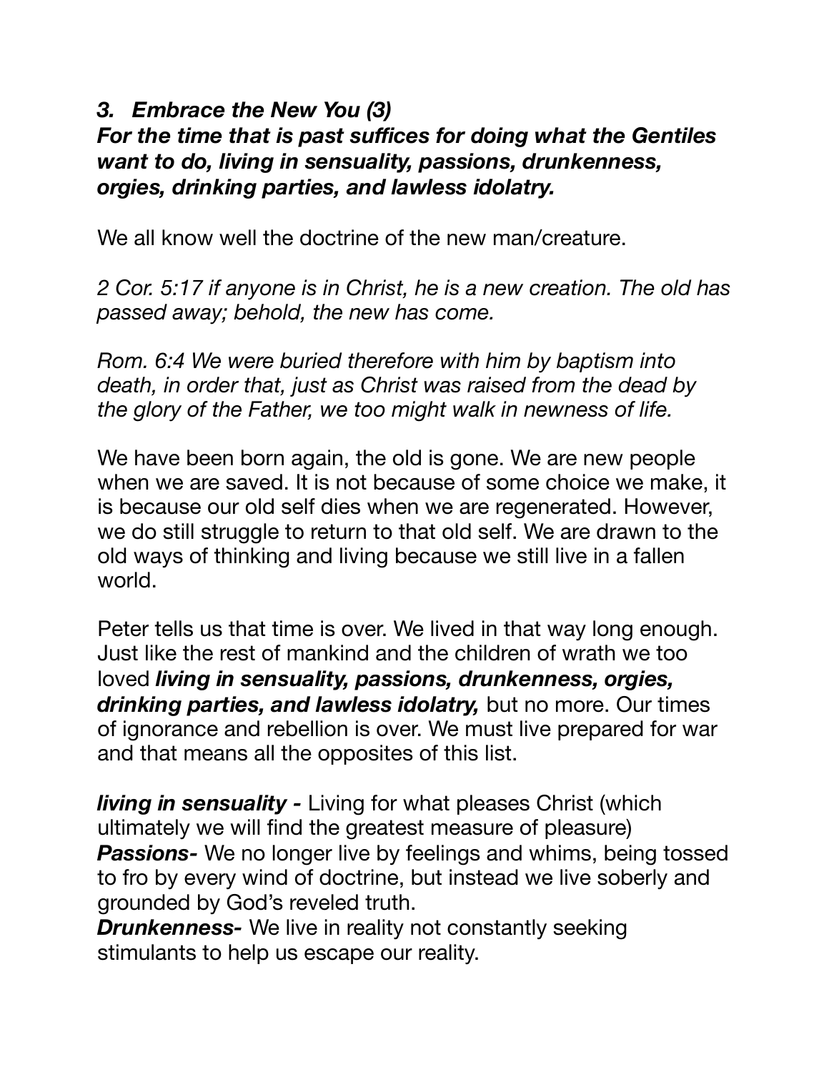### *3. Embrace the New You (3)*

***For the time that is past suffices for doing what the Gentiles want to do, living in sensuality, passions, drunkenness, orgies, drinking parties, and lawless idolatry.***

We all know well the doctrine of the new man/creature.

*2 Cor. 5:17 if anyone is in Christ, he is a new creation. The old has passed away; behold, the new has come.*

*Rom. 6:4 We were buried therefore with him by baptism into death, in order that, just as Christ was raised from the dead by the glory of the Father, we too might walk in newness of life.*

We have been born again, the old is gone. We are new people when we are saved. It is not because of some choice we make, it is because our old self dies when we are regenerated. However, we do still struggle to return to that old self. We are drawn to the old ways of thinking and living because we still live in a fallen world.

Peter tells us that time is over. We lived in that way long enough. Just like the rest of mankind and the children of wrath we too loved ***living in sensuality, passions, drunkenness, orgies, drinking parties, and lawless idolatry,*** but no more. Our times of ignorance and rebellion is over. We must live prepared for war and that means all the opposites of this list.

***living in sensuality -*** Living for what pleases Christ (which ultimately we will find the greatest measure of pleasure)
***Passions-*** We no longer live by feelings and whims, being tossed to fro by every wind of doctrine, but instead we live soberly and grounded by God's reveled truth.
***Drunkenness-*** We live in reality not constantly seeking stimulants to help us escape our reality.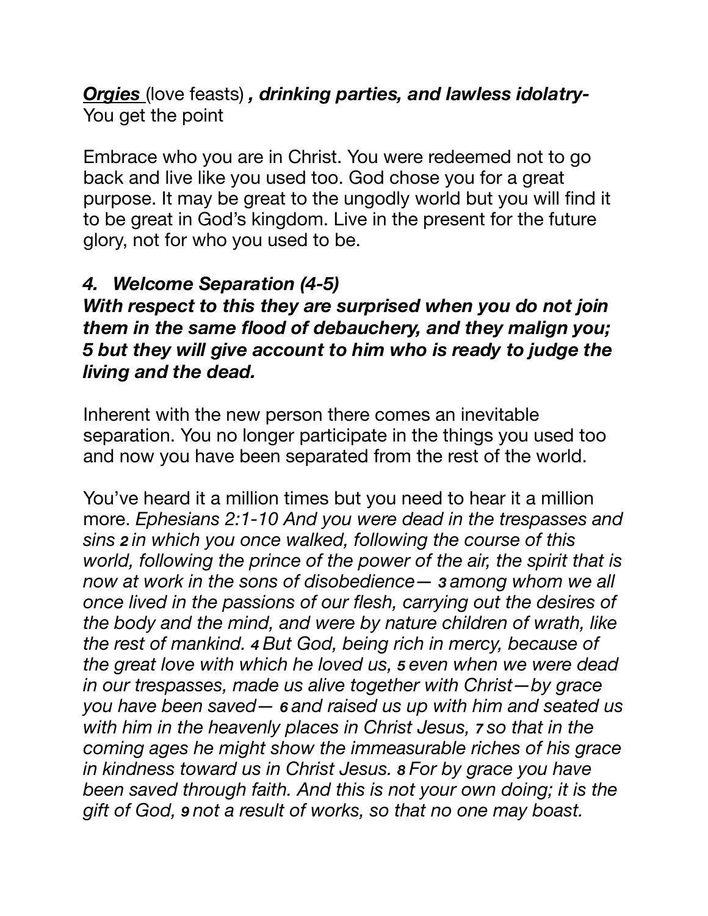***<u>Orgies</u>*** (love feasts) ***, drinking parties, and lawless idolatry-*** You get the point

Embrace who you are in Christ. You were redeemed not to go back and live like you used too. God chose you for a great purpose. It may be great to the ungodly world but you will find it to be great in God's kingdom. Live in the present for the future glory, not for who you used to be.

***4. Welcome Separation (4-5)***

***With respect to this they are surprised when you do not join them in the same flood of debauchery, and they malign you; 5 but they will give account to him who is ready to judge the living and the dead.***

Inherent with the new person there comes an inevitable separation. You no longer participate in the things you used too and now you have been separated from the rest of the world.

You've heard it a million times but you need to hear it a million more. *Ephesians 2:1-10 And you were dead in the trespasses and sins **2** in which you once walked, following the course of this world, following the prince of the power of the air, the spirit that is now at work in the sons of disobedience— **3** among whom we all once lived in the passions of our flesh, carrying out the desires of the body and the mind, and were by nature children of wrath, like the rest of mankind. **4** But God, being rich in mercy, because of the great love with which he loved us, **5** even when we were dead in our trespasses, made us alive together with Christ—by grace you have been saved— **6** and raised us up with him and seated us with him in the heavenly places in Christ Jesus, **7** so that in the coming ages he might show the immeasurable riches of his grace in kindness toward us in Christ Jesus. **8** For by grace you have been saved through faith. And this is not your own doing; it is the gift of God, **9** not a result of works, so that no one may boast.*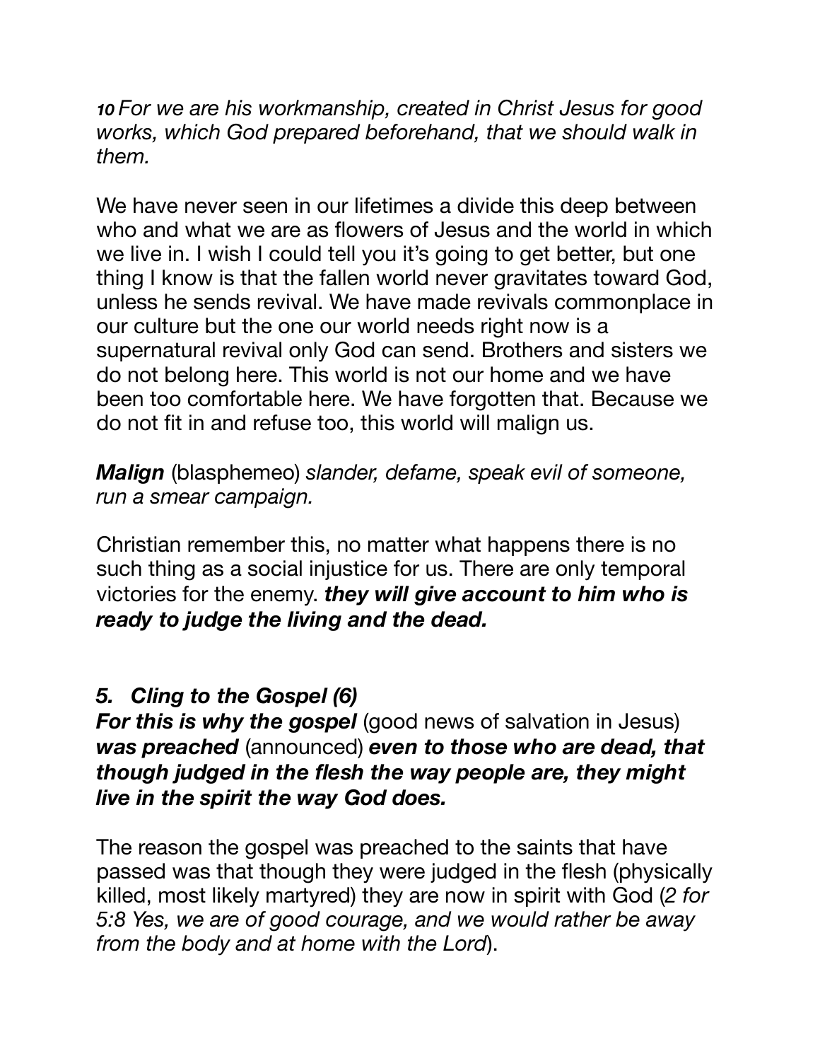*10 For we are his workmanship, created in Christ Jesus for good works, which God prepared beforehand, that we should walk in them.*

We have never seen in our lifetimes a divide this deep between who and what we are as flowers of Jesus and the world in which we live in. I wish I could tell you it's going to get better, but one thing I know is that the fallen world never gravitates toward God, unless he sends revival. We have made revivals commonplace in our culture but the one our world needs right now is a supernatural revival only God can send. Brothers and sisters we do not belong here. This world is not our home and we have been too comfortable here. We have forgotten that. Because we do not fit in and refuse too, this world will malign us.

***Malign*** (blasphemeo) *slander, defame, speak evil of someone, run a smear campaign.*

Christian remember this, no matter what happens there is no such thing as a social injustice for us. There are only temporal victories for the enemy. ***they will give account to him who is ready to judge the living and the dead.***

### *5. Cling to the Gospel (6)*

***For this is why the gospel*** (good news of salvation in Jesus) ***was preached*** (announced) ***even to those who are dead, that though judged in the flesh the way people are, they might live in the spirit the way God does.***

The reason the gospel was preached to the saints that have passed was that though they were judged in the flesh (physically killed, most likely martyred) they are now in spirit with God (*2 for 5:8 Yes, we are of good courage, and we would rather be away from the body and at home with the Lord*).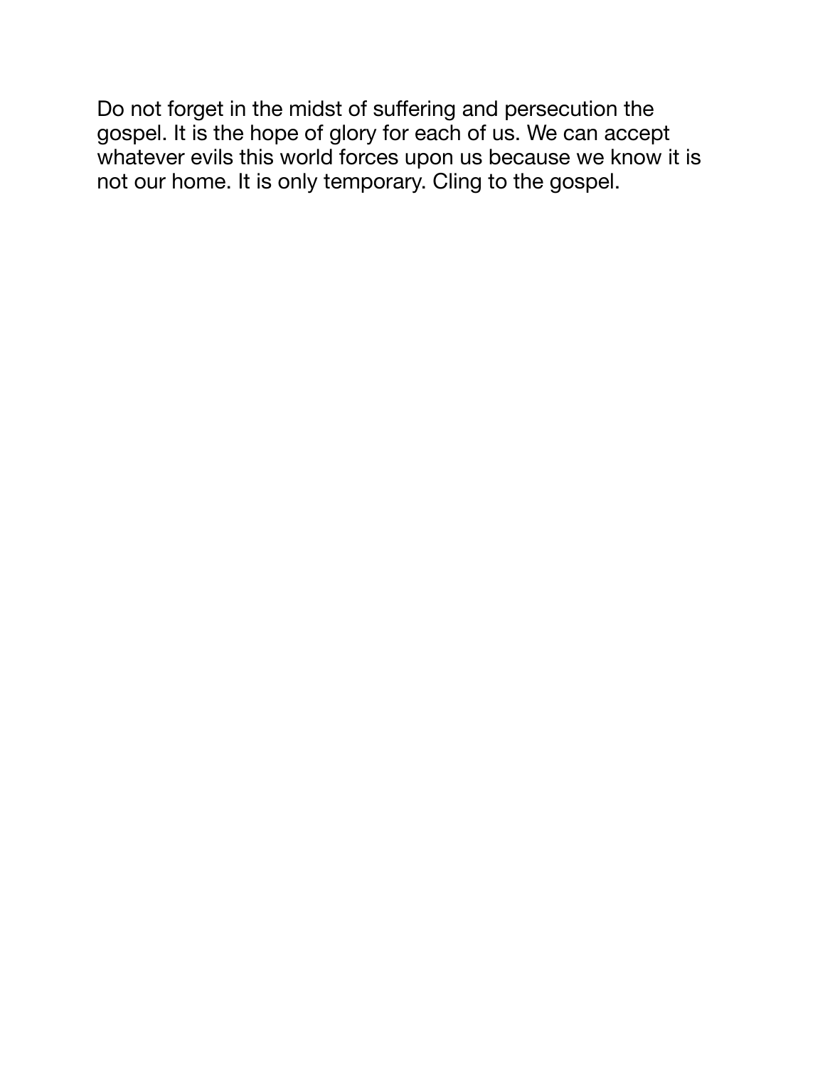Do not forget in the midst of suffering and persecution the gospel. It is the hope of glory for each of us. We can accept whatever evils this world forces upon us because we know it is not our home. It is only temporary. Cling to the gospel.